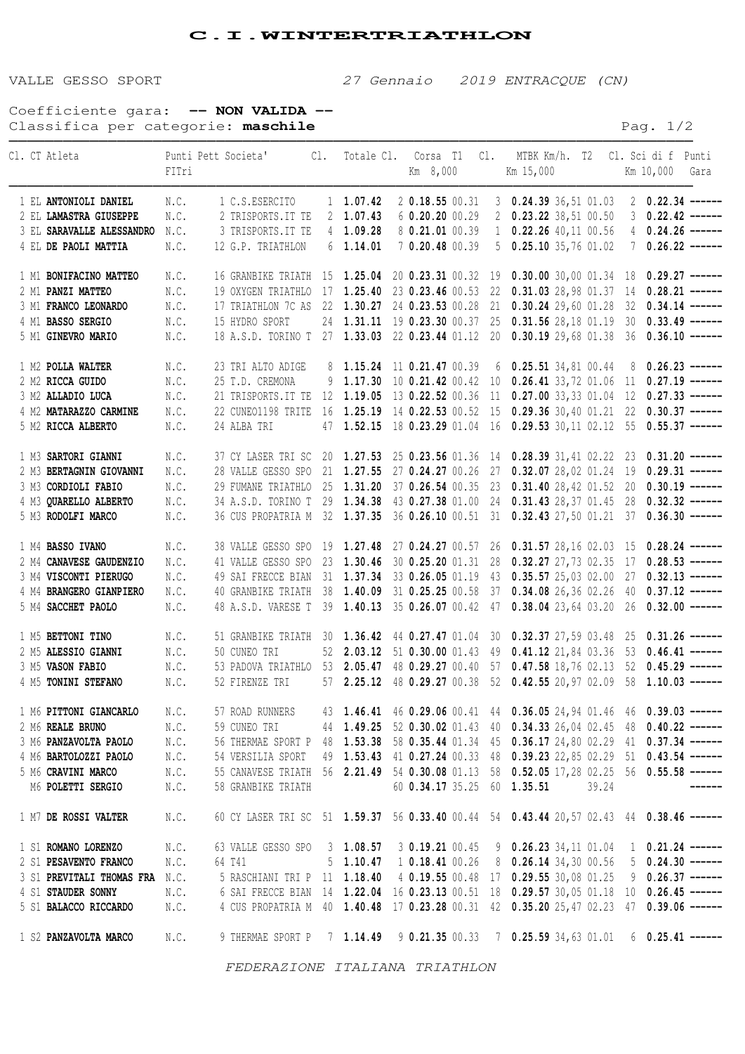# C.I.WINTERTRIATHLON

VALLE GESSO SPORT *27 Gennaio 2019 ENTRACQUE (CN)*

Coefficiente gara: **-- NON VALIDA --**
Classifica per categorie: **maschile**

| Cl. | CT | Atleta | Punti FITri | Pett | Societa' | Cl. | Totale | Cl. | Corsa Km 8,000 | T1 | Cl. | MTBK Km 15,000 | Km/h. | T2 | Cl. | Sci di f Km 10,000 | Punti Gara |
|---|---|---|---|---|---|---|---|---|---|---|---|---|---|---|---|---|---|
| 1 | EL | **ANTONIOLI DANIEL** | N.C. | 1 | C.S.ESERCITO | 1 | **1.07.42** | 2 | **0.18.55** | 00.31 | 3 | **0.24.39** | 36,51 | 01.03 | 2 | **0.22.34** | ------ |
| 2 | EL | **LAMASTRA GIUSEPPE** | N.C. | 2 | TRISPORTS.IT TE | 2 | **1.07.43** | 6 | **0.20.20** | 00.29 | 2 | **0.23.22** | 38,51 | 00.50 | 3 | **0.22.42** | ------ |
| 3 | EL | **SARAVALLE ALESSANDRO** | N.C. | 3 | TRISPORTS.IT TE | 4 | **1.09.28** | 8 | **0.21.01** | 00.39 | 1 | **0.22.26** | 40,11 | 00.56 | 4 | **0.24.26** | ------ |
| 4 | EL | **DE PAOLI MATTIA** | N.C. | 12 | G.P. TRIATHLON | 6 | **1.14.01** | 7 | **0.20.48** | 00.39 | 5 | **0.25.10** | 35,76 | 01.02 | 7 | **0.26.22** | ------ |
| 1 | M1 | **BONIFACINO MATTEO** | N.C. | 16 | GRANBIKE TRIATH | 15 | **1.25.04** | 20 | **0.23.31** | 00.32 | 19 | **0.30.00** | 30,00 | 01.34 | 18 | **0.29.27** | ------ |
| 2 | M1 | **PANZI MATTEO** | N.C. | 19 | OXYGEN TRIATHLO | 17 | **1.25.40** | 23 | **0.23.46** | 00.53 | 22 | **0.31.03** | 28,98 | 01.37 | 14 | **0.28.21** | ------ |
| 3 | M1 | **FRANCO LEONARDO** | N.C. | 17 | TRIATHLON 7C AS | 22 | **1.30.27** | 24 | **0.23.53** | 00.28 | 21 | **0.30.24** | 29,60 | 01.28 | 32 | **0.34.14** | ------ |
| 4 | M1 | **BASSO SERGIO** | N.C. | 15 | HYDRO SPORT | 24 | **1.31.11** | 19 | **0.23.30** | 00.37 | 25 | **0.31.56** | 28,18 | 01.19 | 30 | **0.33.49** | ------ |
| 5 | M1 | **GINEVRO MARIO** | N.C. | 18 | A.S.D. TORINO T | 27 | **1.33.03** | 22 | **0.23.44** | 01.12 | 20 | **0.30.19** | 29,68 | 01.38 | 36 | **0.36.10** | ------ |
| 1 | M2 | **POLLA WALTER** | N.C. | 23 | TRI ALTO ADIGE | 8 | **1.15.24** | 11 | **0.21.47** | 00.39 | 6 | **0.25.51** | 34,81 | 00.44 | 8 | **0.26.23** | ------ |
| 2 | M2 | **RICCA GUIDO** | N.C. | 25 | T.D. CREMONA | 9 | **1.17.30** | 10 | **0.21.42** | 00.42 | 10 | **0.26.41** | 33,72 | 01.06 | 11 | **0.27.19** | ------ |
| 3 | M2 | **ALLADIO LUCA** | N.C. | 21 | TRISPORTS.IT TE | 12 | **1.19.05** | 13 | **0.22.52** | 00.36 | 11 | **0.27.00** | 33,33 | 01.04 | 12 | **0.27.33** | ------ |
| 4 | M2 | **MATARAZZO CARMINE** | N.C. | 22 | CUNEO1198 TRITE | 16 | **1.25.19** | 14 | **0.22.53** | 00.52 | 15 | **0.29.36** | 30,40 | 01.21 | 22 | **0.30.37** | ------ |
| 5 | M2 | **RICCA ALBERTO** | N.C. | 24 | ALBA TRI | 47 | **1.52.15** | 18 | **0.23.29** | 01.04 | 16 | **0.29.53** | 30,11 | 02.12 | 55 | **0.55.37** | ------ |
| 1 | M3 | **SARTORI GIANNI** | N.C. | 37 | CY LASER TRI SC | 20 | **1.27.53** | 25 | **0.23.56** | 01.36 | 14 | **0.28.39** | 31,41 | 02.22 | 23 | **0.31.20** | ------ |
| 2 | M3 | **BERTAGNIN GIOVANNI** | N.C. | 28 | VALLE GESSO SPO | 21 | **1.27.55** | 27 | **0.24.27** | 00.26 | 27 | **0.32.07** | 28,02 | 01.24 | 19 | **0.29.31** | ------ |
| 3 | M3 | **CORDIOLI FABIO** | N.C. | 29 | FUMANE TRIATHLO | 25 | **1.31.20** | 37 | **0.26.54** | 00.35 | 23 | **0.31.40** | 28,42 | 01.52 | 20 | **0.30.19** | ------ |
| 4 | M3 | **QUARELLO ALBERTO** | N.C. | 34 | A.S.D. TORINO T | 29 | **1.34.38** | 43 | **0.27.38** | 01.00 | 24 | **0.31.43** | 28,37 | 01.45 | 28 | **0.32.32** | ------ |
| 5 | M3 | **RODOLFI MARCO** | N.C. | 36 | CUS PROPATRIA M | 32 | **1.37.35** | 36 | **0.26.10** | 00.51 | 31 | **0.32.43** | 27,50 | 01.21 | 37 | **0.36.30** | ------ |
| 1 | M4 | **BASSO IVANO** | N.C. | 38 | VALLE GESSO SPO | 19 | **1.27.48** | 27 | **0.24.27** | 00.57 | 26 | **0.31.57** | 28,16 | 02.03 | 15 | **0.28.24** | ------ |
| 2 | M4 | **CANAVESE GAUDENZIO** | N.C. | 41 | VALLE GESSO SPO | 23 | **1.30.46** | 30 | **0.25.20** | 01.31 | 28 | **0.32.27** | 27,73 | 02.35 | 17 | **0.28.53** | ------ |
| 3 | M4 | **VISCONTI PIERUGO** | N.C. | 49 | SAI FRECCE BIAN | 31 | **1.37.34** | 33 | **0.26.05** | 01.19 | 43 | **0.35.57** | 25,03 | 02.00 | 27 | **0.32.13** | ------ |
| 4 | M4 | **BRANGERO GIANPIERO** | N.C. | 40 | GRANBIKE TRIATH | 38 | **1.40.09** | 31 | **0.25.25** | 00.58 | 37 | **0.34.08** | 26,36 | 02.26 | 40 | **0.37.12** | ------ |
| 5 | M4 | **SACCHET PAOLO** | N.C. | 48 | A.S.D. VARESE T | 39 | **1.40.13** | 35 | **0.26.07** | 00.42 | 47 | **0.38.04** | 23,64 | 03.20 | 26 | **0.32.00** | ------ |
| 1 | M5 | **BETTONI TINO** | N.C. | 51 | GRANBIKE TRIATH | 30 | **1.36.42** | 44 | **0.27.47** | 01.04 | 30 | **0.32.37** | 27,59 | 03.48 | 25 | **0.31.26** | ------ |
| 2 | M5 | **ALESSIO GIANNI** | N.C. | 50 | CUNEO TRI | 52 | **2.03.12** | 51 | **0.30.00** | 01.43 | 49 | **0.41.12** | 21,84 | 03.36 | 53 | **0.46.41** | ------ |
| 3 | M5 | **VASON FABIO** | N.C. | 53 | PADOVA TRIATHLO | 53 | **2.05.47** | 48 | **0.29.27** | 00.40 | 57 | **0.47.58** | 18,76 | 02.13 | 52 | **0.45.29** | ------ |
| 4 | M5 | **TONINI STEFANO** | N.C. | 52 | FIRENZE TRI | 57 | **2.25.12** | 48 | **0.29.27** | 00.38 | 52 | **0.42.55** | 20,97 | 02.09 | 58 | **1.10.03** | ------ |
| 1 | M6 | **PITTONI GIANCARLO** | N.C. | 57 | ROAD RUNNERS | 43 | **1.46.41** | 46 | **0.29.06** | 00.41 | 44 | **0.36.05** | 24,94 | 01.46 | 46 | **0.39.03** | ------ |
| 2 | M6 | **REALE BRUNO** | N.C. | 59 | CUNEO TRI | 44 | **1.49.25** | 52 | **0.30.02** | 01.43 | 40 | **0.34.33** | 26,04 | 02.45 | 48 | **0.40.22** | ------ |
| 3 | M6 | **PANZAVOLTA PAOLO** | N.C. | 56 | THERMAE SPORT P | 48 | **1.53.38** | 58 | **0.35.44** | 01.34 | 45 | **0.36.17** | 24,80 | 02.29 | 41 | **0.37.34** | ------ |
| 4 | M6 | **BARTOLOZZI PAOLO** | N.C. | 54 | VERSILIA SPORT | 49 | **1.53.43** | 41 | **0.27.24** | 00.33 | 48 | **0.39.23** | 22,85 | 02.29 | 51 | **0.43.54** | ------ |
| 5 | M6 | **CRAVINI MARCO** | N.C. | 55 | CANAVESE TRIATH | 56 | **2.21.49** | 54 | **0.30.08** | 01.13 | 58 | **0.52.05** | 17,28 | 02.25 | 56 | **0.55.58** | ------ |
| | M6 | **POLETTI SERGIO** | N.C. | 58 | GRANBIKE TRIATH | | | 60 | **0.34.17** | 35.25 | 60 | **1.35.51** | | 39.24 | | | ------ |
| 1 | M7 | **DE ROSSI VALTER** | N.C. | 60 | CY LASER TRI SC | 51 | **1.59.37** | 56 | **0.33.40** | 00.44 | 54 | **0.43.44** | 20,57 | 02.43 | 44 | **0.38.46** | ------ |
| 1 | S1 | **ROMANO LORENZO** | N.C. | 63 | VALLE GESSO SPO | 3 | **1.08.57** | 3 | **0.19.21** | 00.45 | 9 | **0.26.23** | 34,11 | 01.04 | 1 | **0.21.24** | ------ |
| 2 | S1 | **PESAVENTO FRANCO** | N.C. | 64 | T41 | 5 | **1.10.47** | 1 | **0.18.41** | 00.26 | 8 | **0.26.14** | 34,30 | 00.56 | 5 | **0.24.30** | ------ |
| 3 | S1 | **PREVITALI THOMAS FRA** | N.C. | 5 | RASCHIANI TRI P | 11 | **1.18.40** | 4 | **0.19.55** | 00.48 | 17 | **0.29.55** | 30,08 | 01.25 | 9 | **0.26.37** | ------ |
| 4 | S1 | **STAUDER SONNY** | N.C. | 6 | SAI FRECCE BIAN | 14 | **1.22.04** | 16 | **0.23.13** | 00.51 | 18 | **0.29.57** | 30,05 | 01.18 | 10 | **0.26.45** | ------ |
| 5 | S1 | **BALACCO RICCARDO** | N.C. | 4 | CUS PROPATRIA M | 40 | **1.40.48** | 17 | **0.23.28** | 00.31 | 42 | **0.35.20** | 25,47 | 02.23 | 47 | **0.39.06** | ------ |
| 1 | S2 | **PANZAVOLTA MARCO** | N.C. | 9 | THERMAE SPORT P | 7 | **1.14.49** | 9 | **0.21.35** | 00.33 | 7 | **0.25.59** | 34,63 | 01.01 | 6 | **0.25.41** | ------ |

*FEDERAZIONE ITALIANA TRIATHLON*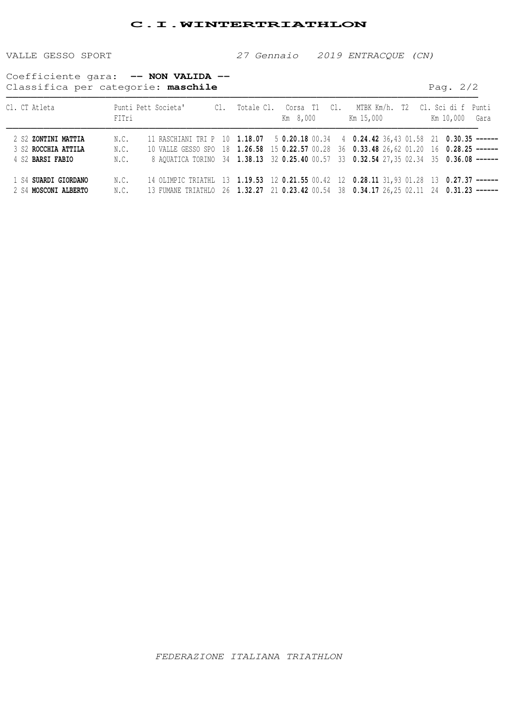# C.I.WINTERTRIATHLON

VALLE GESSO SPORT *27 Gennaio 2019 ENTRACQUE (CN)*

Coefficiente gara: **-- NON VALIDA --**
Classifica per categorie: **maschile**

| Cl. | CT | Atleta | Punti FITri | Pett | Societa' | Cl. | Totale | Cl. | Corsa Km 8,000 | T1 | Cl. | MTBK Km 15,000 | Km/h. | T2 | Cl. | Sci di f Km 10,000 | Punti Gara |
|---|---|---|---|---|---|---|---|---|---|---|---|---|---|---|---|---|---|
| 2 | S2 | **ZONTINI MATTIA** | N.C. | 11 | RASCHIANI TRI P | 10 | **1.18.07** | 5 | **0.20.18** | 00.34 | 4 | **0.24.42** | 36,43 | 01.58 | 21 | **0.30.35** | **------** |
| 3 | S2 | **ROCCHIA ATTILA** | N.C. | 10 | VALLE GESSO SPO | 18 | **1.26.58** | 15 | **0.22.57** | 00.28 | 36 | **0.33.48** | 26,62 | 01.20 | 16 | **0.28.25** | **------** |
| 4 | S2 | **BARSI FABIO** | N.C. | 8 | AQUATICA TORINO | 34 | **1.38.13** | 32 | **0.25.40** | 00.57 | 33 | **0.32.54** | 27,35 | 02.34 | 35 | **0.36.08** | **------** |
| 1 | S4 | **SUARDI GIORDANO** | N.C. | 14 | OLIMPIC TRIATHL | 13 | **1.19.53** | 12 | **0.21.55** | 00.42 | 12 | **0.28.11** | 31,93 | 01.28 | 13 | **0.27.37** | **------** |
| 2 | S4 | **MOSCONI ALBERTO** | N.C. | 13 | FUMANE TRIATHLO | 26 | **1.32.27** | 21 | **0.23.42** | 00.54 | 38 | **0.34.17** | 26,25 | 02.11 | 24 | **0.31.23** | **------** |

*FEDERAZIONE ITALIANA TRIATHLON*